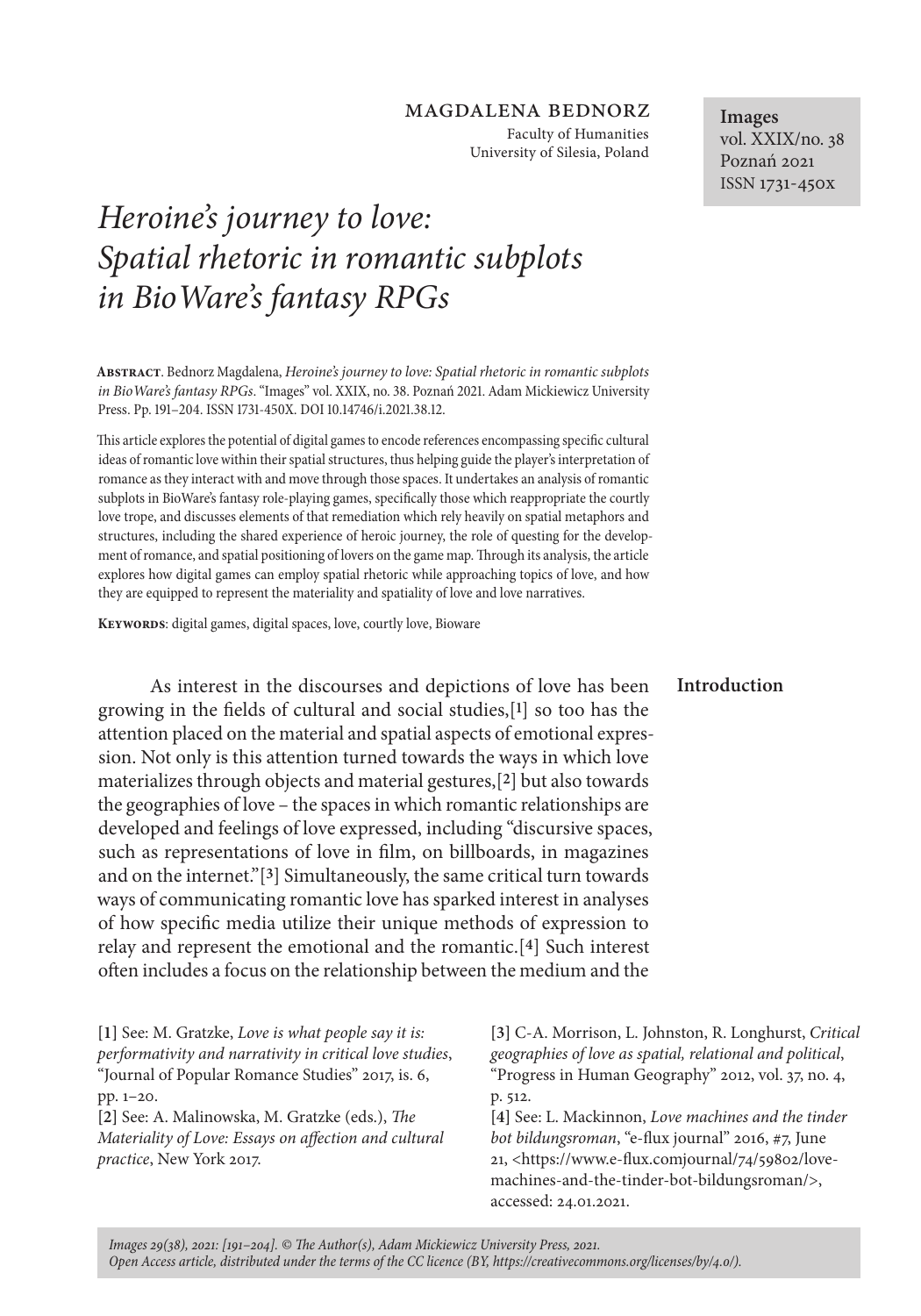MAGDALENA BEDNORZ

Faculty of Humanities
University of Silesia, Poland

**Images**
vol. XXIX/no. 38
Poznań 2021
ISSN 1731-450x

# *Heroine's journey to love: Spatial rhetoric in romantic subplots in BioWare's fantasy RPGs*

**Abstract**. Bednorz Magdalena, *Heroine's journey to love: Spatial rhetoric in romantic subplots in BioWare's fantasy RPGs*. "Images" vol. XXIX, no. 38. Poznań 2021. Adam Mickiewicz University Press. Pp. 191–204. ISSN 1731-450X. DOI 10.14746/i.2021.38.12.

This article explores the potential of digital games to encode references encompassing specific cultural ideas of romantic love within their spatial structures, thus helping guide the player's interpretation of romance as they interact with and move through those spaces. It undertakes an analysis of romantic subplots in BioWare's fantasy role-playing games, specifically those which reappropriate the courtly love trope, and discusses elements of that remediation which rely heavily on spatial metaphors and structures, including the shared experience of heroic journey, the role of questing for the development of romance, and spatial positioning of lovers on the game map. Through its analysis, the article explores how digital games can employ spatial rhetoric while approaching topics of love, and how they are equipped to represent the materiality and spatiality of love and love narratives.

**Keywords**: digital games, digital spaces, love, courtly love, Bioware

## Introduction

As interest in the discourses and depictions of love has been growing in the fields of cultural and social studies,[1] so too has the attention placed on the material and spatial aspects of emotional expression. Not only is this attention turned towards the ways in which love materializes through objects and material gestures,[2] but also towards the geographies of love – the spaces in which romantic relationships are developed and feelings of love expressed, including "discursive spaces, such as representations of love in film, on billboards, in magazines and on the internet."[3] Simultaneously, the same critical turn towards ways of communicating romantic love has sparked interest in analyses of how specific media utilize their unique methods of expression to relay and represent the emotional and the romantic.[4] Such interest often includes a focus on the relationship between the medium and the

[1] See: M. Gratzke, *Love is what people say it is: performativity and narrativity in critical love studies*, "Journal of Popular Romance Studies" 2017, is. 6, pp. 1–20.

[2] See: A. Malinowska, M. Gratzke (eds.), *The Materiality of Love: Essays on affection and cultural practice*, New York 2017.

[3] C-A. Morrison, L. Johnston, R. Longhurst, *Critical geographies of love as spatial, relational and political*, "Progress in Human Geography" 2012, vol. 37, no. 4, p. 512.

[4] See: L. Mackinnon, *Love machines and the tinder bot bildungsroman*, "e-flux journal" 2016, #7, June 21, <https://www.e-flux.comjournal/74/59802/love-machines-and-the-tinder-bot-bildungsroman/>, accessed: 24.01.2021.

*Images 29(38), 2021: [191–204]. © The Author(s), Adam Mickiewicz University Press, 2021. Open Access article, distributed under the terms of the CC licence (BY, https://creativecommons.org/licenses/by/4.0/).*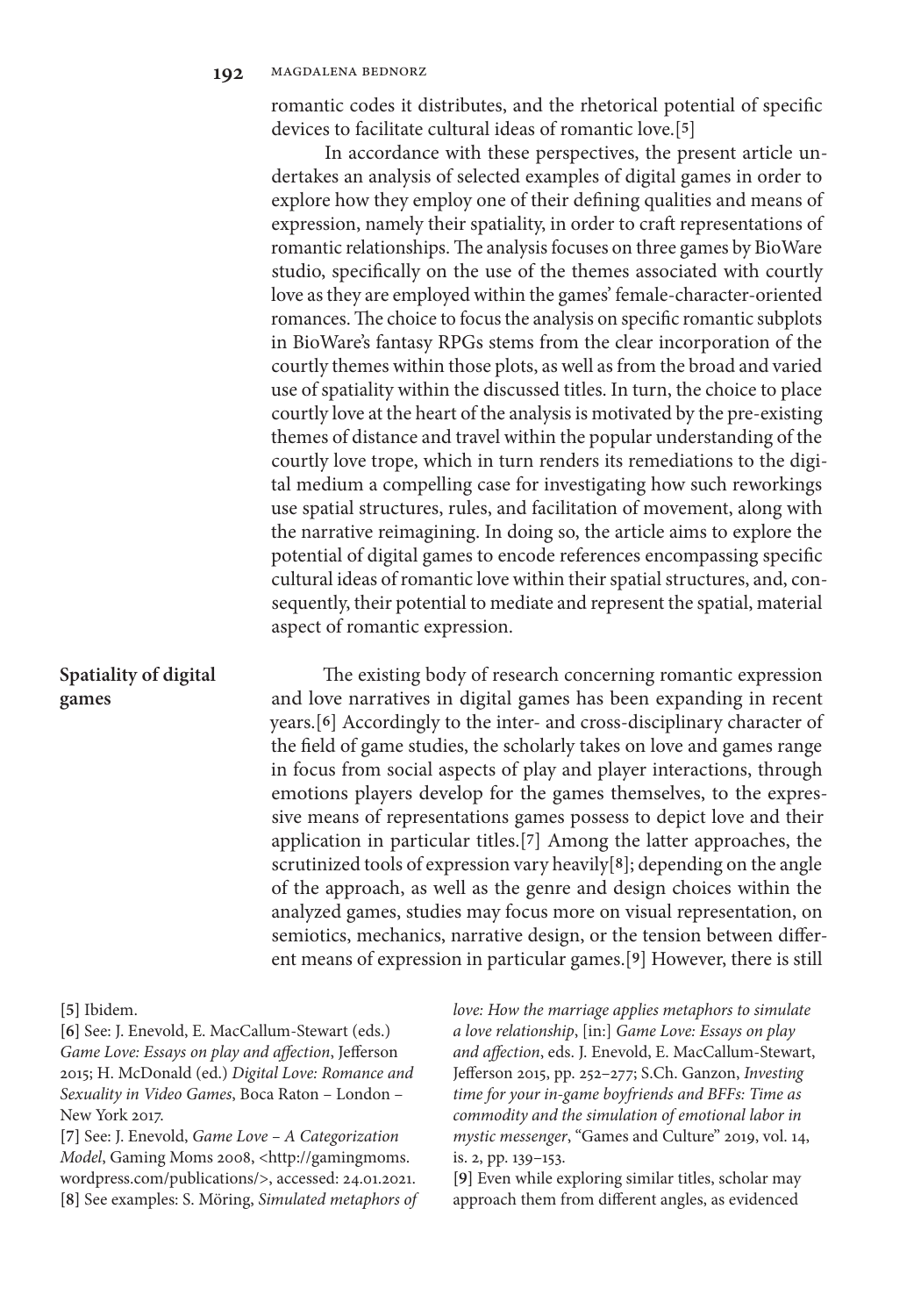romantic codes it distributes, and the rhetorical potential of specific devices to facilitate cultural ideas of romantic love.[5]

In accordance with these perspectives, the present article undertakes an analysis of selected examples of digital games in order to explore how they employ one of their defining qualities and means of expression, namely their spatiality, in order to craft representations of romantic relationships. The analysis focuses on three games by BioWare studio, specifically on the use of the themes associated with courtly love as they are employed within the games' female-character-oriented romances. The choice to focus the analysis on specific romantic subplots in BioWare's fantasy RPGs stems from the clear incorporation of the courtly themes within those plots, as well as from the broad and varied use of spatiality within the discussed titles. In turn, the choice to place courtly love at the heart of the analysis is motivated by the pre-existing themes of distance and travel within the popular understanding of the courtly love trope, which in turn renders its remediations to the digital medium a compelling case for investigating how such reworkings use spatial structures, rules, and facilitation of movement, along with the narrative reimagining. In doing so, the article aims to explore the potential of digital games to encode references encompassing specific cultural ideas of romantic love within their spatial structures, and, consequently, their potential to mediate and represent the spatial, material aspect of romantic expression.

## Spatiality of digital games

The existing body of research concerning romantic expression and love narratives in digital games has been expanding in recent years.[6] Accordingly to the inter- and cross-disciplinary character of the field of game studies, the scholarly takes on love and games range in focus from social aspects of play and player interactions, through emotions players develop for the games themselves, to the expressive means of representations games possess to depict love and their application in particular titles.[7] Among the latter approaches, the scrutinized tools of expression vary heavily[8]; depending on the angle of the approach, as well as the genre and design choices within the analyzed games, studies may focus more on visual representation, on semiotics, mechanics, narrative design, or the tension between different means of expression in particular games.[9] However, there is still

[5] Ibidem.

[6] See: J. Enevold, E. MacCallum-Stewart (eds.) *Game Love: Essays on play and affection*, Jefferson 2015; H. McDonald (ed.) *Digital Love: Romance and Sexuality in Video Games*, Boca Raton – London – New York 2017.

[7] See: J. Enevold, *Game Love – A Categorization Model*, Gaming Moms 2008, <http://gamingmoms.wordpress.com/publications/>, accessed: 24.01.2021.

[8] See examples: S. Möring, *Simulated metaphors of love: How the marriage applies metaphors to simulate a love relationship*, [in:] *Game Love: Essays on play and affection*, eds. J. Enevold, E. MacCallum-Stewart, Jefferson 2015, pp. 252–277; S.Ch. Ganzon, *Investing time for your in-game boyfriends and BFFs: Time as commodity and the simulation of emotional labor in mystic messenger*, "Games and Culture" 2019, vol. 14, is. 2, pp. 139–153.

[9] Even while exploring similar titles, scholar may approach them from different angles, as evidenced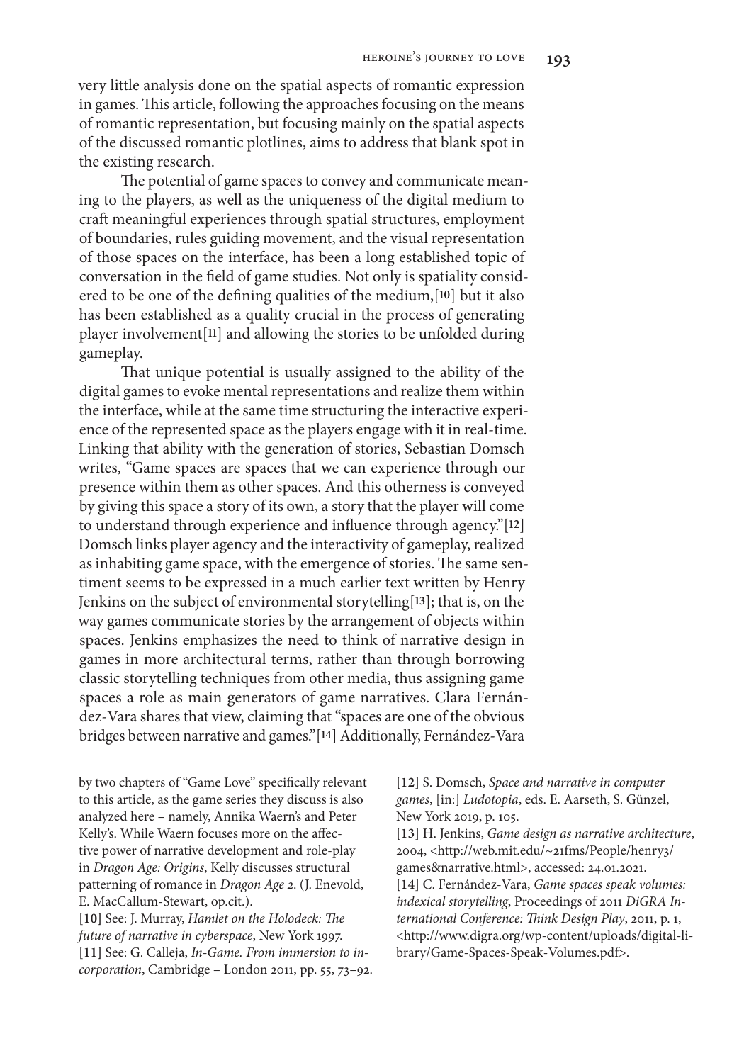very little analysis done on the spatial aspects of romantic expression in games. This article, following the approaches focusing on the means of romantic representation, but focusing mainly on the spatial aspects of the discussed romantic plotlines, aims to address that blank spot in the existing research.

The potential of game spaces to convey and communicate meaning to the players, as well as the uniqueness of the digital medium to craft meaningful experiences through spatial structures, employment of boundaries, rules guiding movement, and the visual representation of those spaces on the interface, has been a long established topic of conversation in the field of game studies. Not only is spatiality considered to be one of the defining qualities of the medium,[10] but it also has been established as a quality crucial in the process of generating player involvement[11] and allowing the stories to be unfolded during gameplay.

That unique potential is usually assigned to the ability of the digital games to evoke mental representations and realize them within the interface, while at the same time structuring the interactive experience of the represented space as the players engage with it in real-time. Linking that ability with the generation of stories, Sebastian Domsch writes, "Game spaces are spaces that we can experience through our presence within them as other spaces. And this otherness is conveyed by giving this space a story of its own, a story that the player will come to understand through experience and influence through agency."[12] Domsch links player agency and the interactivity of gameplay, realized as inhabiting game space, with the emergence of stories. The same sentiment seems to be expressed in a much earlier text written by Henry Jenkins on the subject of environmental storytelling[13]; that is, on the way games communicate stories by the arrangement of objects within spaces. Jenkins emphasizes the need to think of narrative design in games in more architectural terms, rather than through borrowing classic storytelling techniques from other media, thus assigning game spaces a role as main generators of game narratives. Clara Fernández-Vara shares that view, claiming that "spaces are one of the obvious bridges between narrative and games."[14] Additionally, Fernández-Vara

by two chapters of "Game Love" specifically relevant to this article, as the game series they discuss is also analyzed here – namely, Annika Waern's and Peter Kelly's. While Waern focuses more on the affective power of narrative development and role-play in *Dragon Age: Origins*, Kelly discusses structural patterning of romance in *Dragon Age 2*. (J. Enevold, E. MacCallum-Stewart, op.cit.).

[10] See: J. Murray, *Hamlet on the Holodeck: The future of narrative in cyberspace*, New York 1997.

[11] See: G. Calleja, *In-Game. From immersion to incorporation*, Cambridge – London 2011, pp. 55, 73–92.

[12] S. Domsch, *Space and narrative in computer games*, [in:] *Ludotopia*, eds. E. Aarseth, S. Günzel, New York 2019, p. 105.

[13] H. Jenkins, *Game design as narrative architecture*, 2004, <http://web.mit.edu/~21fms/People/henry3/games&narrative.html>, accessed: 24.01.2021.

[14] C. Fernández-Vara, *Game spaces speak volumes: indexical storytelling*, Proceedings of 2011 *DiGRA International Conference: Think Design Play*, 2011, p. 1, <http://www.digra.org/wp-content/uploads/digital-library/Game-Spaces-Speak-Volumes.pdf>.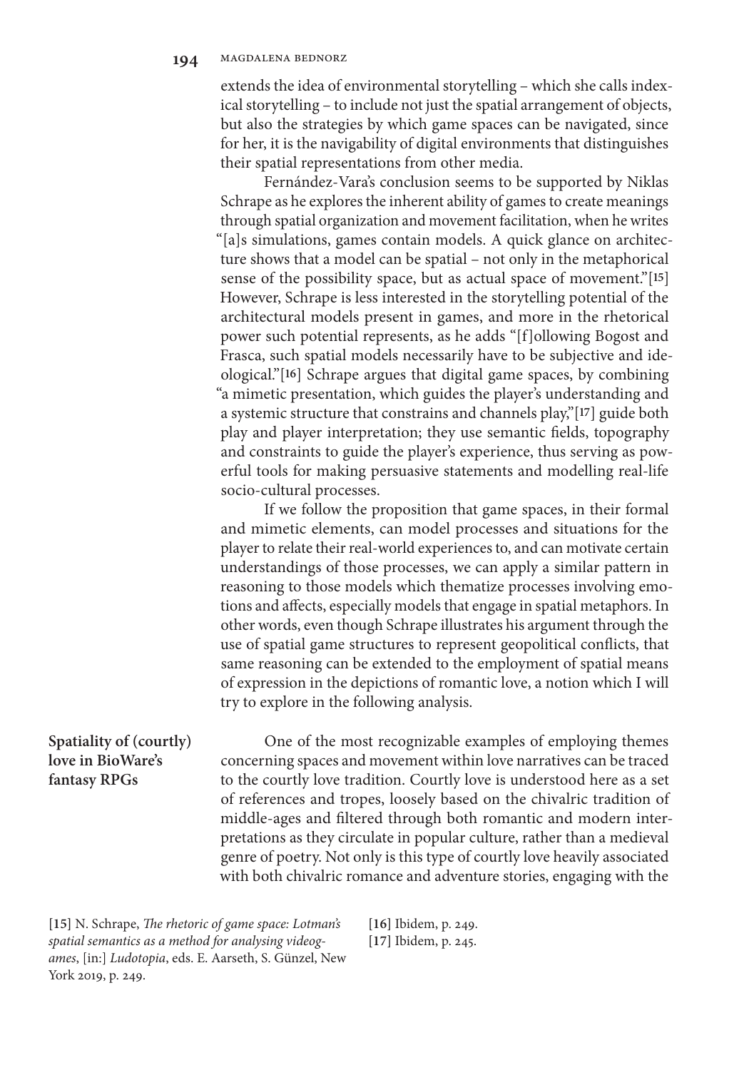extends the idea of environmental storytelling – which she calls indexical storytelling – to include not just the spatial arrangement of objects, but also the strategies by which game spaces can be navigated, since for her, it is the navigability of digital environments that distinguishes their spatial representations from other media.

Fernández-Vara's conclusion seems to be supported by Niklas Schrape as he explores the inherent ability of games to create meanings through spatial organization and movement facilitation, when he writes "[a]s simulations, games contain models. A quick glance on architecture shows that a model can be spatial – not only in the metaphorical sense of the possibility space, but as actual space of movement."[15] However, Schrape is less interested in the storytelling potential of the architectural models present in games, and more in the rhetorical power such potential represents, as he adds "[f]ollowing Bogost and Frasca, such spatial models necessarily have to be subjective and ideological."[16] Schrape argues that digital game spaces, by combining "a mimetic presentation, which guides the player's understanding and a systemic structure that constrains and channels play,"[17] guide both play and player interpretation; they use semantic fields, topography and constraints to guide the player's experience, thus serving as powerful tools for making persuasive statements and modelling real-life socio-cultural processes.

If we follow the proposition that game spaces, in their formal and mimetic elements, can model processes and situations for the player to relate their real-world experiences to, and can motivate certain understandings of those processes, we can apply a similar pattern in reasoning to those models which thematize processes involving emotions and affects, especially models that engage in spatial metaphors. In other words, even though Schrape illustrates his argument through the use of spatial game structures to represent geopolitical conflicts, that same reasoning can be extended to the employment of spatial means of expression in the depictions of romantic love, a notion which I will try to explore in the following analysis.

## Spatiality of (courtly) love in BioWare's fantasy RPGs

One of the most recognizable examples of employing themes concerning spaces and movement within love narratives can be traced to the courtly love tradition. Courtly love is understood here as a set of references and tropes, loosely based on the chivalric tradition of middle-ages and filtered through both romantic and modern interpretations as they circulate in popular culture, rather than a medieval genre of poetry. Not only is this type of courtly love heavily associated with both chivalric romance and adventure stories, engaging with the

[15] N. Schrape, *The rhetoric of game space: Lotman's spatial semantics as a method for analysing videogames*, [in:] *Ludotopia*, eds. E. Aarseth, S. Günzel, New York 2019, p. 249.

[16] Ibidem, p. 249.

[17] Ibidem, p. 245.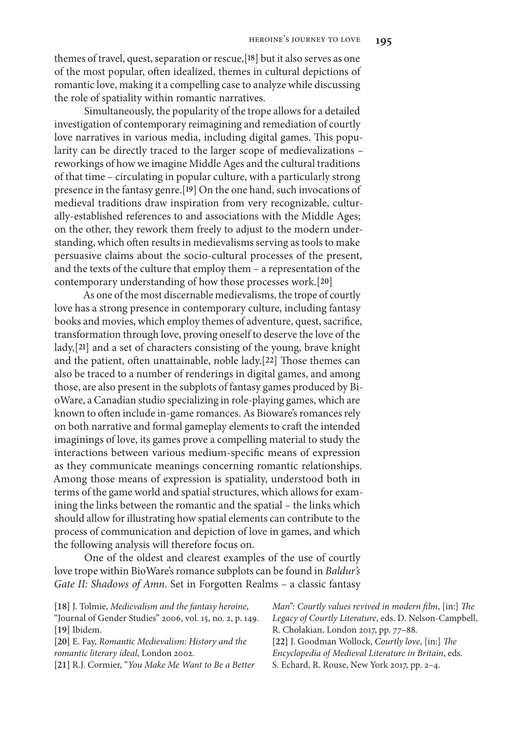themes of travel, quest, separation or rescue,[18] but it also serves as one of the most popular, often idealized, themes in cultural depictions of romantic love, making it a compelling case to analyze while discussing the role of spatiality within romantic narratives.

Simultaneously, the popularity of the trope allows for a detailed investigation of contemporary reimagining and remediation of courtly love narratives in various media, including digital games. This popularity can be directly traced to the larger scope of medievalizations – reworkings of how we imagine Middle Ages and the cultural traditions of that time – circulating in popular culture, with a particularly strong presence in the fantasy genre.[19] On the one hand, such invocations of medieval traditions draw inspiration from very recognizable, culturally-established references to and associations with the Middle Ages; on the other, they rework them freely to adjust to the modern understanding, which often results in medievalisms serving as tools to make persuasive claims about the socio-cultural processes of the present, and the texts of the culture that employ them – a representation of the contemporary understanding of how those processes work.[20]

As one of the most discernable medievalisms, the trope of courtly love has a strong presence in contemporary culture, including fantasy books and movies, which employ themes of adventure, quest, sacrifice, transformation through love, proving oneself to deserve the love of the lady,[21] and a set of characters consisting of the young, brave knight and the patient, often unattainable, noble lady.[22] Those themes can also be traced to a number of renderings in digital games, and among those, are also present in the subplots of fantasy games produced by BioWare, a Canadian studio specializing in role-playing games, which are known to often include in-game romances. As Bioware's romances rely on both narrative and formal gameplay elements to craft the intended imaginings of love, its games prove a compelling material to study the interactions between various medium-specific means of expression as they communicate meanings concerning romantic relationships. Among those means of expression is spatiality, understood both in terms of the game world and spatial structures, which allows for examining the links between the romantic and the spatial – the links which should allow for illustrating how spatial elements can contribute to the process of communication and depiction of love in games, and which the following analysis will therefore focus on.

One of the oldest and clearest examples of the use of courtly love trope within BioWare's romance subplots can be found in *Baldur's Gate II: Shadows of Amn*. Set in Forgotten Realms – a classic fantasy

[18] J. Tolmie, *Medievalism and the fantasy heroine*, "Journal of Gender Studies" 2006, vol. 15, no. 2, p. 149.

[19] Ibidem.

[20] E. Fay, *Romantic Medievalism: History and the romantic literary ideal*, London 2002.

[21] R.J. Cormier, "*You Make Me Want to Be a Better Man": Courtly values revived in modern film*, [in:] *The Legacy of Courtly Literature*, eds. D. Nelson-Campbell, R. Cholakian, London 2017, pp. 77–88.

[22] J. Goodman Wollock, *Courtly love*, [in:] *The Encyclopedia of Medieval Literature in Britain*, eds. S. Echard, R. Rouse, New York 2017, pp. 2–4.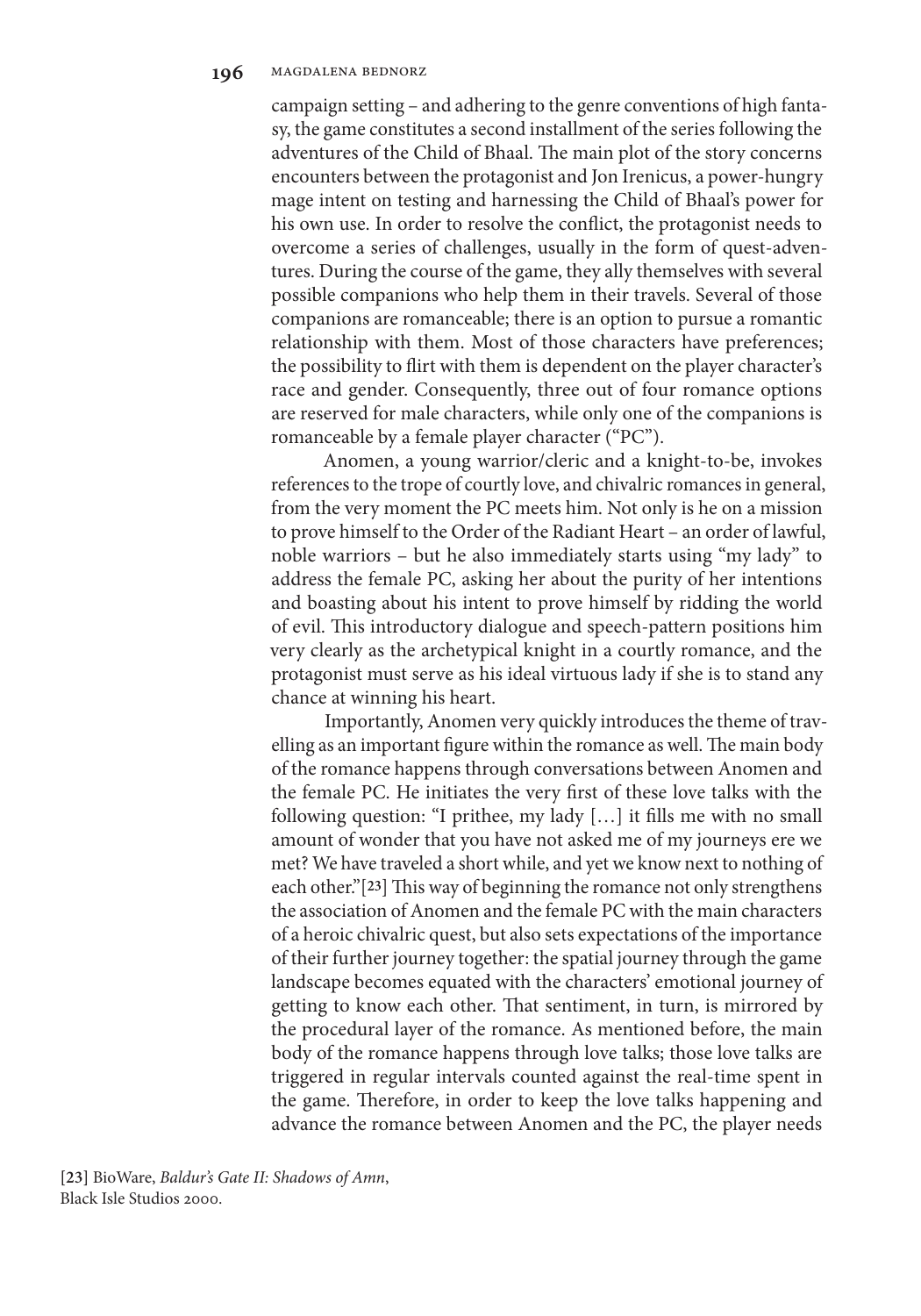campaign setting – and adhering to the genre conventions of high fantasy, the game constitutes a second installment of the series following the adventures of the Child of Bhaal. The main plot of the story concerns encounters between the protagonist and Jon Irenicus, a power-hungry mage intent on testing and harnessing the Child of Bhaal's power for his own use. In order to resolve the conflict, the protagonist needs to overcome a series of challenges, usually in the form of quest-adventures. During the course of the game, they ally themselves with several possible companions who help them in their travels. Several of those companions are romanceable; there is an option to pursue a romantic relationship with them. Most of those characters have preferences; the possibility to flirt with them is dependent on the player character's race and gender. Consequently, three out of four romance options are reserved for male characters, while only one of the companions is romanceable by a female player character ("PC").

Anomen, a young warrior/cleric and a knight-to-be, invokes references to the trope of courtly love, and chivalric romances in general, from the very moment the PC meets him. Not only is he on a mission to prove himself to the Order of the Radiant Heart – an order of lawful, noble warriors – but he also immediately starts using "my lady" to address the female PC, asking her about the purity of her intentions and boasting about his intent to prove himself by ridding the world of evil. This introductory dialogue and speech-pattern positions him very clearly as the archetypical knight in a courtly romance, and the protagonist must serve as his ideal virtuous lady if she is to stand any chance at winning his heart.

Importantly, Anomen very quickly introduces the theme of travelling as an important figure within the romance as well. The main body of the romance happens through conversations between Anomen and the female PC. He initiates the very first of these love talks with the following question: "I prithee, my lady […] it fills me with no small amount of wonder that you have not asked me of my journeys ere we met? We have traveled a short while, and yet we know next to nothing of each other."[23] This way of beginning the romance not only strengthens the association of Anomen and the female PC with the main characters of a heroic chivalric quest, but also sets expectations of the importance of their further journey together: the spatial journey through the game landscape becomes equated with the characters' emotional journey of getting to know each other. That sentiment, in turn, is mirrored by the procedural layer of the romance. As mentioned before, the main body of the romance happens through love talks; those love talks are triggered in regular intervals counted against the real-time spent in the game. Therefore, in order to keep the love talks happening and advance the romance between Anomen and the PC, the player needs

[23] BioWare, *Baldur's Gate II: Shadows of Amn*, Black Isle Studios 2000.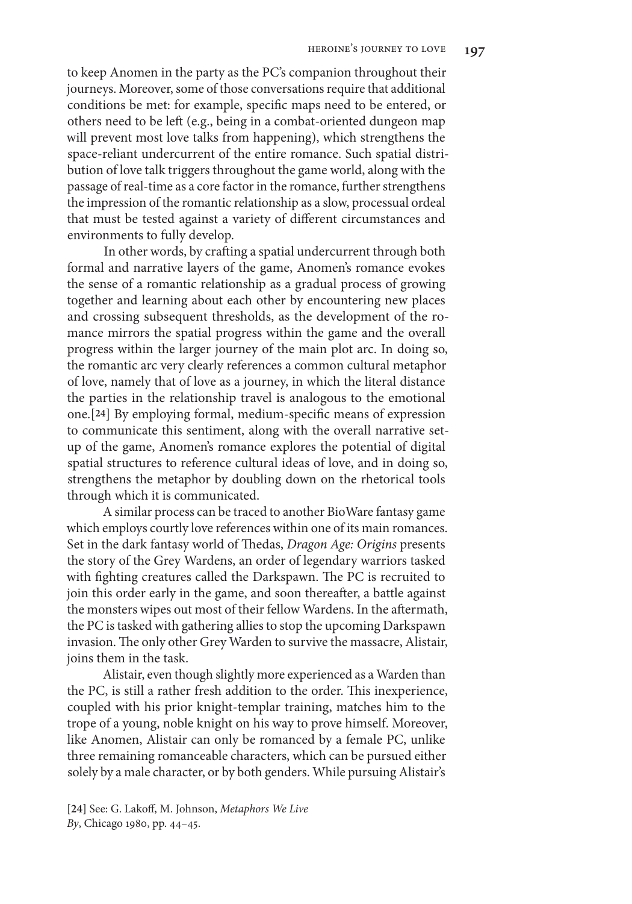to keep Anomen in the party as the PC's companion throughout their journeys. Moreover, some of those conversations require that additional conditions be met: for example, specific maps need to be entered, or others need to be left (e.g., being in a combat-oriented dungeon map will prevent most love talks from happening), which strengthens the space-reliant undercurrent of the entire romance. Such spatial distribution of love talk triggers throughout the game world, along with the passage of real-time as a core factor in the romance, further strengthens the impression of the romantic relationship as a slow, processual ordeal that must be tested against a variety of different circumstances and environments to fully develop.

In other words, by crafting a spatial undercurrent through both formal and narrative layers of the game, Anomen's romance evokes the sense of a romantic relationship as a gradual process of growing together and learning about each other by encountering new places and crossing subsequent thresholds, as the development of the romance mirrors the spatial progress within the game and the overall progress within the larger journey of the main plot arc. In doing so, the romantic arc very clearly references a common cultural metaphor of love, namely that of love as a journey, in which the literal distance the parties in the relationship travel is analogous to the emotional one.[24] By employing formal, medium-specific means of expression to communicate this sentiment, along with the overall narrative setup of the game, Anomen's romance explores the potential of digital spatial structures to reference cultural ideas of love, and in doing so, strengthens the metaphor by doubling down on the rhetorical tools through which it is communicated.

A similar process can be traced to another BioWare fantasy game which employs courtly love references within one of its main romances. Set in the dark fantasy world of Thedas, *Dragon Age: Origins* presents the story of the Grey Wardens, an order of legendary warriors tasked with fighting creatures called the Darkspawn. The PC is recruited to join this order early in the game, and soon thereafter, a battle against the monsters wipes out most of their fellow Wardens. In the aftermath, the PC is tasked with gathering allies to stop the upcoming Darkspawn invasion. The only other Grey Warden to survive the massacre, Alistair, joins them in the task.

Alistair, even though slightly more experienced as a Warden than the PC, is still a rather fresh addition to the order. This inexperience, coupled with his prior knight-templar training, matches him to the trope of a young, noble knight on his way to prove himself. Moreover, like Anomen, Alistair can only be romanced by a female PC, unlike three remaining romanceable characters, which can be pursued either solely by a male character, or by both genders. While pursuing Alistair's

[24] See: G. Lakoff, M. Johnson, *Metaphors We Live By*, Chicago 1980, pp. 44–45.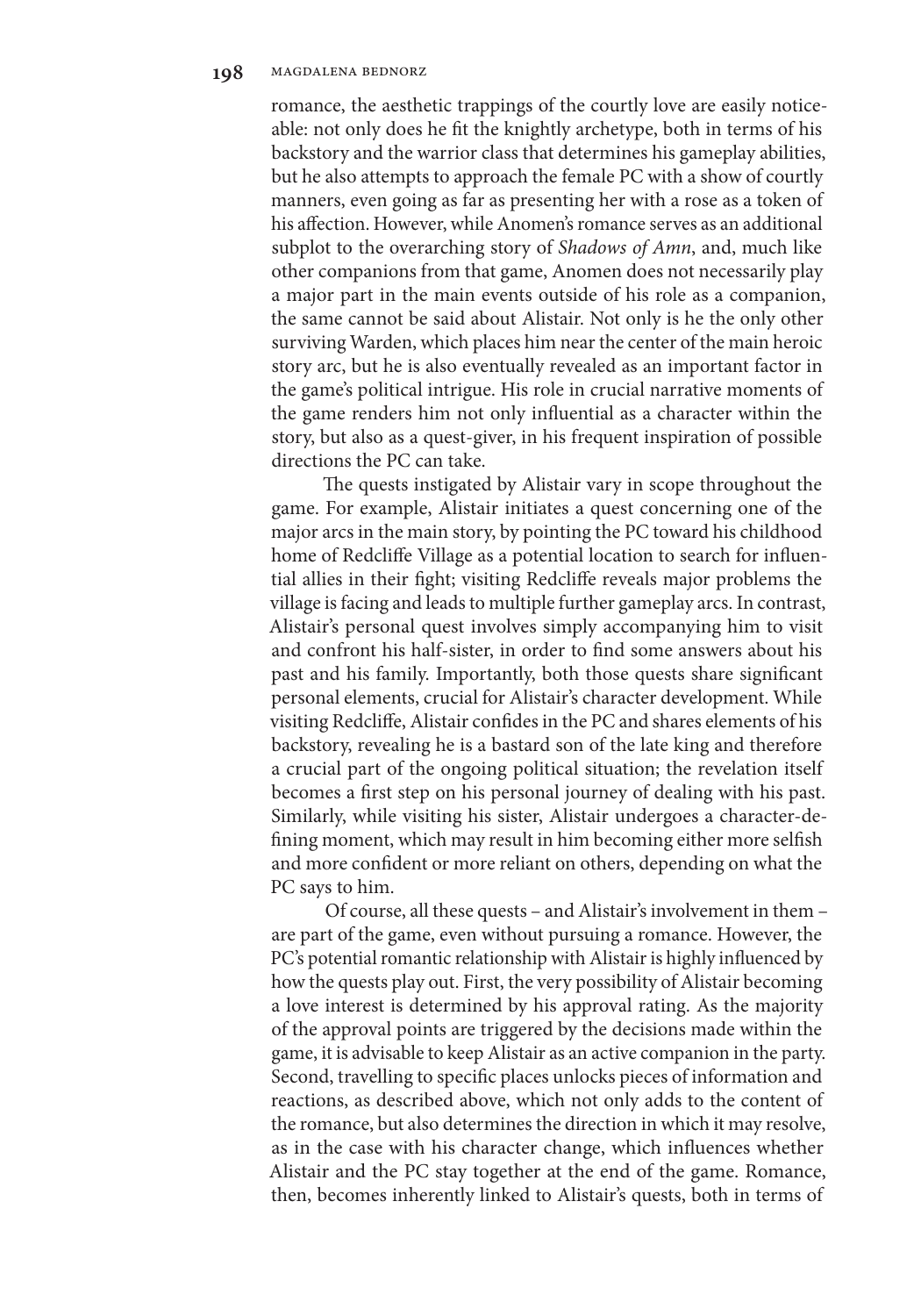romance, the aesthetic trappings of the courtly love are easily noticeable: not only does he fit the knightly archetype, both in terms of his backstory and the warrior class that determines his gameplay abilities, but he also attempts to approach the female PC with a show of courtly manners, even going as far as presenting her with a rose as a token of his affection. However, while Anomen's romance serves as an additional subplot to the overarching story of *Shadows of Amn*, and, much like other companions from that game, Anomen does not necessarily play a major part in the main events outside of his role as a companion, the same cannot be said about Alistair. Not only is he the only other surviving Warden, which places him near the center of the main heroic story arc, but he is also eventually revealed as an important factor in the game's political intrigue. His role in crucial narrative moments of the game renders him not only influential as a character within the story, but also as a quest-giver, in his frequent inspiration of possible directions the PC can take.

The quests instigated by Alistair vary in scope throughout the game. For example, Alistair initiates a quest concerning one of the major arcs in the main story, by pointing the PC toward his childhood home of Redcliffe Village as a potential location to search for influential allies in their fight; visiting Redcliffe reveals major problems the village is facing and leads to multiple further gameplay arcs. In contrast, Alistair's personal quest involves simply accompanying him to visit and confront his half-sister, in order to find some answers about his past and his family. Importantly, both those quests share significant personal elements, crucial for Alistair's character development. While visiting Redcliffe, Alistair confides in the PC and shares elements of his backstory, revealing he is a bastard son of the late king and therefore a crucial part of the ongoing political situation; the revelation itself becomes a first step on his personal journey of dealing with his past. Similarly, while visiting his sister, Alistair undergoes a character-defining moment, which may result in him becoming either more selfish and more confident or more reliant on others, depending on what the PC says to him.

Of course, all these quests – and Alistair's involvement in them – are part of the game, even without pursuing a romance. However, the PC's potential romantic relationship with Alistair is highly influenced by how the quests play out. First, the very possibility of Alistair becoming a love interest is determined by his approval rating. As the majority of the approval points are triggered by the decisions made within the game, it is advisable to keep Alistair as an active companion in the party. Second, travelling to specific places unlocks pieces of information and reactions, as described above, which not only adds to the content of the romance, but also determines the direction in which it may resolve, as in the case with his character change, which influences whether Alistair and the PC stay together at the end of the game. Romance, then, becomes inherently linked to Alistair's quests, both in terms of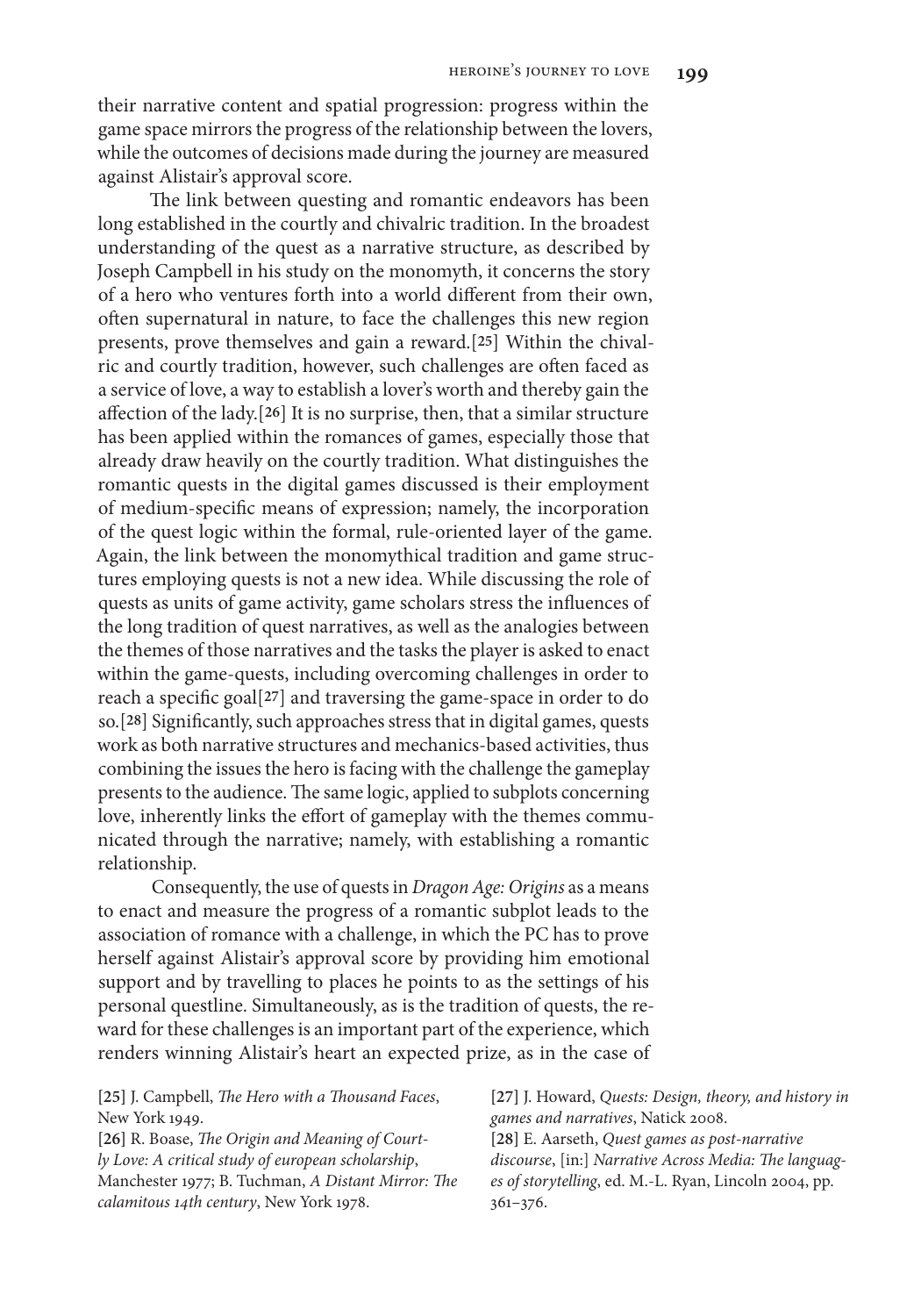their narrative content and spatial progression: progress within the game space mirrors the progress of the relationship between the lovers, while the outcomes of decisions made during the journey are measured against Alistair's approval score.

The link between questing and romantic endeavors has been long established in the courtly and chivalric tradition. In the broadest understanding of the quest as a narrative structure, as described by Joseph Campbell in his study on the monomyth, it concerns the story of a hero who ventures forth into a world different from their own, often supernatural in nature, to face the challenges this new region presents, prove themselves and gain a reward.[25] Within the chivalric and courtly tradition, however, such challenges are often faced as a service of love, a way to establish a lover's worth and thereby gain the affection of the lady.[26] It is no surprise, then, that a similar structure has been applied within the romances of games, especially those that already draw heavily on the courtly tradition. What distinguishes the romantic quests in the digital games discussed is their employment of medium-specific means of expression; namely, the incorporation of the quest logic within the formal, rule-oriented layer of the game. Again, the link between the monomythical tradition and game structures employing quests is not a new idea. While discussing the role of quests as units of game activity, game scholars stress the influences of the long tradition of quest narratives, as well as the analogies between the themes of those narratives and the tasks the player is asked to enact within the game-quests, including overcoming challenges in order to reach a specific goal[27] and traversing the game-space in order to do so.[28] Significantly, such approaches stress that in digital games, quests work as both narrative structures and mechanics-based activities, thus combining the issues the hero is facing with the challenge the gameplay presents to the audience. The same logic, applied to subplots concerning love, inherently links the effort of gameplay with the themes communicated through the narrative; namely, with establishing a romantic relationship.

Consequently, the use of quests in *Dragon Age: Origins* as a means to enact and measure the progress of a romantic subplot leads to the association of romance with a challenge, in which the PC has to prove herself against Alistair's approval score by providing him emotional support and by travelling to places he points to as the settings of his personal questline. Simultaneously, as is the tradition of quests, the reward for these challenges is an important part of the experience, which renders winning Alistair's heart an expected prize, as in the case of

[25] J. Campbell, *The Hero with a Thousand Faces*, New York 1949.

[26] R. Boase, *The Origin and Meaning of Courtly Love: A critical study of european scholarship*, Manchester 1977; B. Tuchman, *A Distant Mirror: The calamitous 14th century*, New York 1978.

[27] J. Howard, *Quests: Design, theory, and history in games and narratives*, Natick 2008.

[28] E. Aarseth, *Quest games as post-narrative discourse*, [in:] *Narrative Across Media: The languages of storytelling*, ed. M.-L. Ryan, Lincoln 2004, pp. 361–376.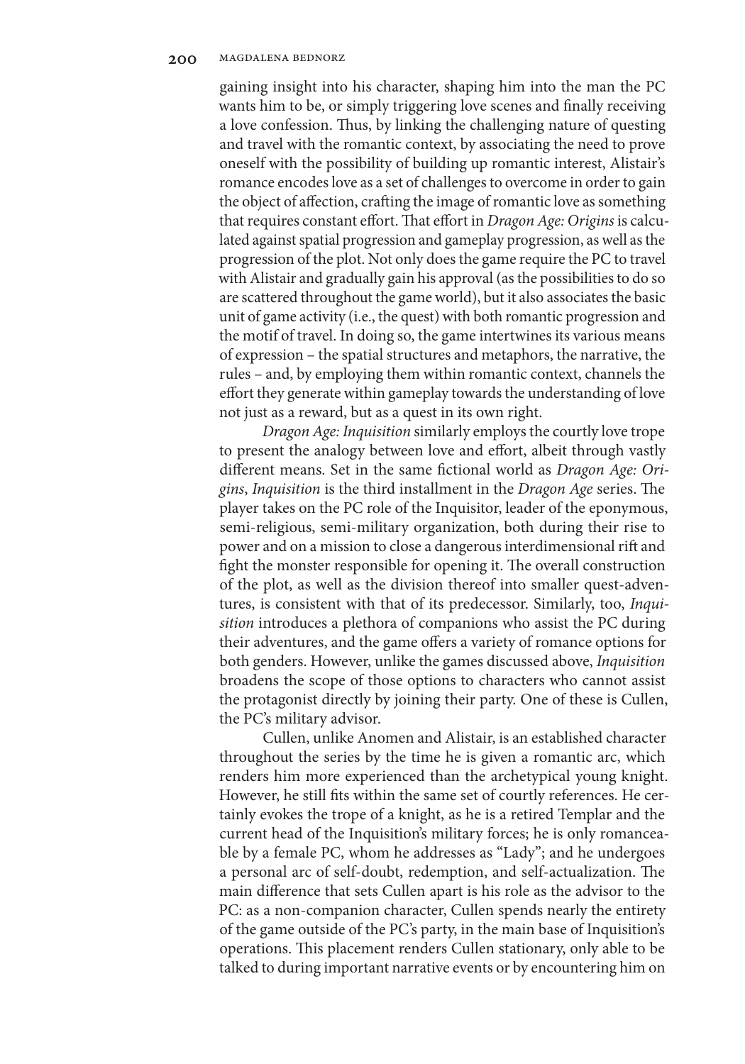gaining insight into his character, shaping him into the man the PC wants him to be, or simply triggering love scenes and finally receiving a love confession. Thus, by linking the challenging nature of questing and travel with the romantic context, by associating the need to prove oneself with the possibility of building up romantic interest, Alistair's romance encodes love as a set of challenges to overcome in order to gain the object of affection, crafting the image of romantic love as something that requires constant effort. That effort in *Dragon Age: Origins* is calculated against spatial progression and gameplay progression, as well as the progression of the plot. Not only does the game require the PC to travel with Alistair and gradually gain his approval (as the possibilities to do so are scattered throughout the game world), but it also associates the basic unit of game activity (i.e., the quest) with both romantic progression and the motif of travel. In doing so, the game intertwines its various means of expression – the spatial structures and metaphors, the narrative, the rules – and, by employing them within romantic context, channels the effort they generate within gameplay towards the understanding of love not just as a reward, but as a quest in its own right.

*Dragon Age: Inquisition* similarly employs the courtly love trope to present the analogy between love and effort, albeit through vastly different means. Set in the same fictional world as *Dragon Age: Origins*, *Inquisition* is the third installment in the *Dragon Age* series. The player takes on the PC role of the Inquisitor, leader of the eponymous, semi-religious, semi-military organization, both during their rise to power and on a mission to close a dangerous interdimensional rift and fight the monster responsible for opening it. The overall construction of the plot, as well as the division thereof into smaller quest-adventures, is consistent with that of its predecessor. Similarly, too, *Inquisition* introduces a plethora of companions who assist the PC during their adventures, and the game offers a variety of romance options for both genders. However, unlike the games discussed above, *Inquisition* broadens the scope of those options to characters who cannot assist the protagonist directly by joining their party. One of these is Cullen, the PC's military advisor.

Cullen, unlike Anomen and Alistair, is an established character throughout the series by the time he is given a romantic arc, which renders him more experienced than the archetypical young knight. However, he still fits within the same set of courtly references. He certainly evokes the trope of a knight, as he is a retired Templar and the current head of the Inquisition's military forces; he is only romanceable by a female PC, whom he addresses as "Lady"; and he undergoes a personal arc of self-doubt, redemption, and self-actualization. The main difference that sets Cullen apart is his role as the advisor to the PC: as a non-companion character, Cullen spends nearly the entirety of the game outside of the PC's party, in the main base of Inquisition's operations. This placement renders Cullen stationary, only able to be talked to during important narrative events or by encountering him on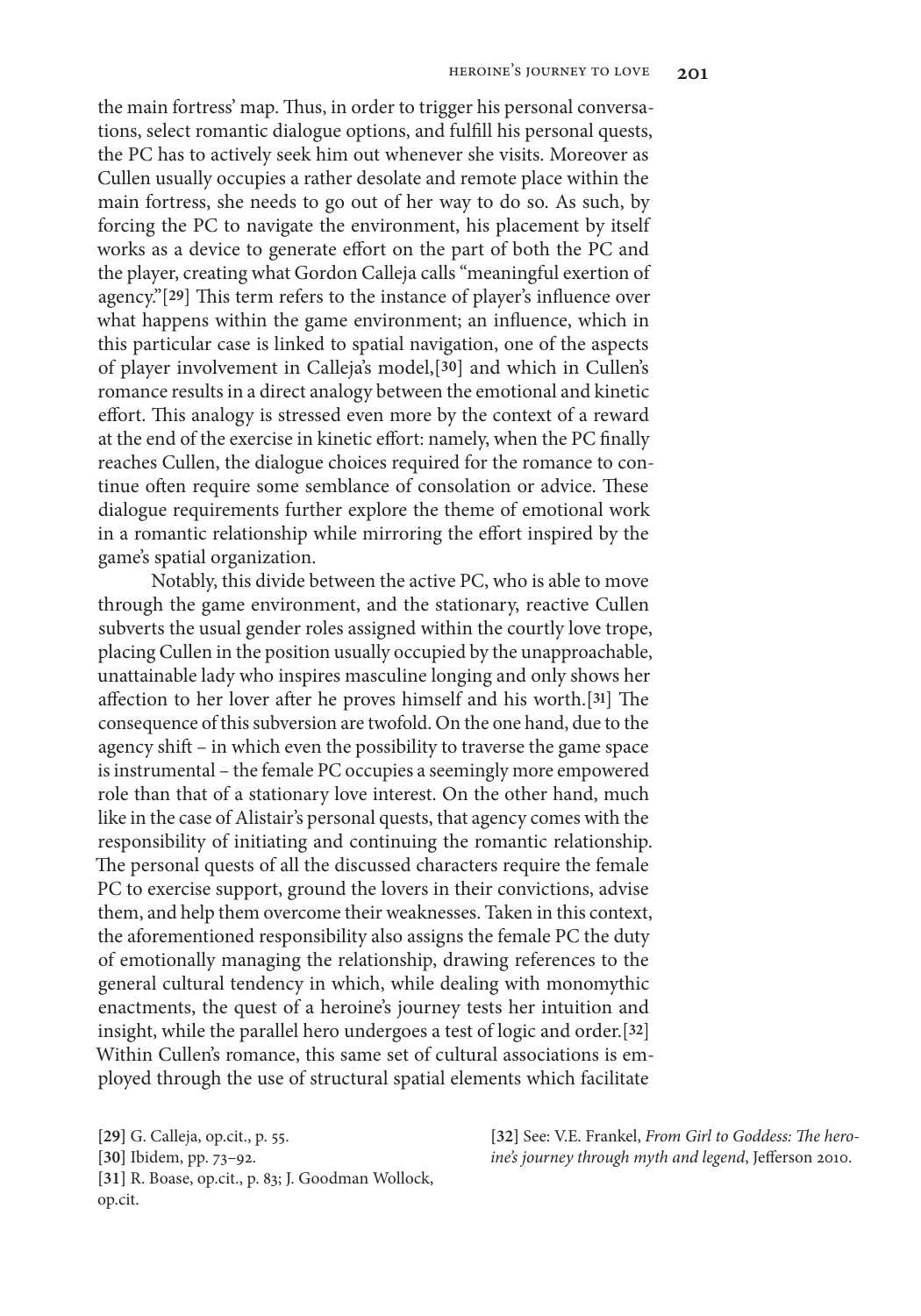the main fortress' map. Thus, in order to trigger his personal conversations, select romantic dialogue options, and fulfill his personal quests, the PC has to actively seek him out whenever she visits. Moreover as Cullen usually occupies a rather desolate and remote place within the main fortress, she needs to go out of her way to do so. As such, by forcing the PC to navigate the environment, his placement by itself works as a device to generate effort on the part of both the PC and the player, creating what Gordon Calleja calls "meaningful exertion of agency."[29] This term refers to the instance of player's influence over what happens within the game environment; an influence, which in this particular case is linked to spatial navigation, one of the aspects of player involvement in Calleja's model,[30] and which in Cullen's romance results in a direct analogy between the emotional and kinetic effort. This analogy is stressed even more by the context of a reward at the end of the exercise in kinetic effort: namely, when the PC finally reaches Cullen, the dialogue choices required for the romance to continue often require some semblance of consolation or advice. These dialogue requirements further explore the theme of emotional work in a romantic relationship while mirroring the effort inspired by the game's spatial organization.

Notably, this divide between the active PC, who is able to move through the game environment, and the stationary, reactive Cullen subverts the usual gender roles assigned within the courtly love trope, placing Cullen in the position usually occupied by the unapproachable, unattainable lady who inspires masculine longing and only shows her affection to her lover after he proves himself and his worth.[31] The consequence of this subversion are twofold. On the one hand, due to the agency shift – in which even the possibility to traverse the game space is instrumental – the female PC occupies a seemingly more empowered role than that of a stationary love interest. On the other hand, much like in the case of Alistair's personal quests, that agency comes with the responsibility of initiating and continuing the romantic relationship. The personal quests of all the discussed characters require the female PC to exercise support, ground the lovers in their convictions, advise them, and help them overcome their weaknesses. Taken in this context, the aforementioned responsibility also assigns the female PC the duty of emotionally managing the relationship, drawing references to the general cultural tendency in which, while dealing with monomythic enactments, the quest of a heroine's journey tests her intuition and insight, while the parallel hero undergoes a test of logic and order.[32] Within Cullen's romance, this same set of cultural associations is employed through the use of structural spatial elements which facilitate

[29] G. Calleja, op.cit., p. 55.
[30] Ibidem, pp. 73–92.
[31] R. Boase, op.cit., p. 83; J. Goodman Wollock, op.cit.
[32] See: V.E. Frankel, *From Girl to Goddess: The heroine's journey through myth and legend*, Jefferson 2010.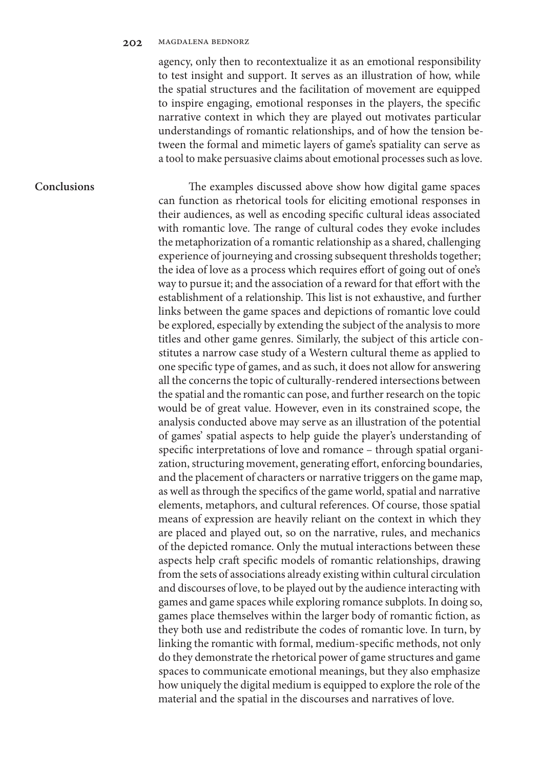agency, only then to recontextualize it as an emotional responsibility to test insight and support. It serves as an illustration of how, while the spatial structures and the facilitation of movement are equipped to inspire engaging, emotional responses in the players, the specific narrative context in which they are played out motivates particular understandings of romantic relationships, and of how the tension between the formal and mimetic layers of game's spatiality can serve as a tool to make persuasive claims about emotional processes such as love.

## Conclusions

The examples discussed above show how digital game spaces can function as rhetorical tools for eliciting emotional responses in their audiences, as well as encoding specific cultural ideas associated with romantic love. The range of cultural codes they evoke includes the metaphorization of a romantic relationship as a shared, challenging experience of journeying and crossing subsequent thresholds together; the idea of love as a process which requires effort of going out of one's way to pursue it; and the association of a reward for that effort with the establishment of a relationship. This list is not exhaustive, and further links between the game spaces and depictions of romantic love could be explored, especially by extending the subject of the analysis to more titles and other game genres. Similarly, the subject of this article constitutes a narrow case study of a Western cultural theme as applied to one specific type of games, and as such, it does not allow for answering all the concerns the topic of culturally-rendered intersections between the spatial and the romantic can pose, and further research on the topic would be of great value. However, even in its constrained scope, the analysis conducted above may serve as an illustration of the potential of games' spatial aspects to help guide the player's understanding of specific interpretations of love and romance – through spatial organization, structuring movement, generating effort, enforcing boundaries, and the placement of characters or narrative triggers on the game map, as well as through the specifics of the game world, spatial and narrative elements, metaphors, and cultural references. Of course, those spatial means of expression are heavily reliant on the context in which they are placed and played out, so on the narrative, rules, and mechanics of the depicted romance. Only the mutual interactions between these aspects help craft specific models of romantic relationships, drawing from the sets of associations already existing within cultural circulation and discourses of love, to be played out by the audience interacting with games and game spaces while exploring romance subplots. In doing so, games place themselves within the larger body of romantic fiction, as they both use and redistribute the codes of romantic love. In turn, by linking the romantic with formal, medium-specific methods, not only do they demonstrate the rhetorical power of game structures and game spaces to communicate emotional meanings, but they also emphasize how uniquely the digital medium is equipped to explore the role of the material and the spatial in the discourses and narratives of love.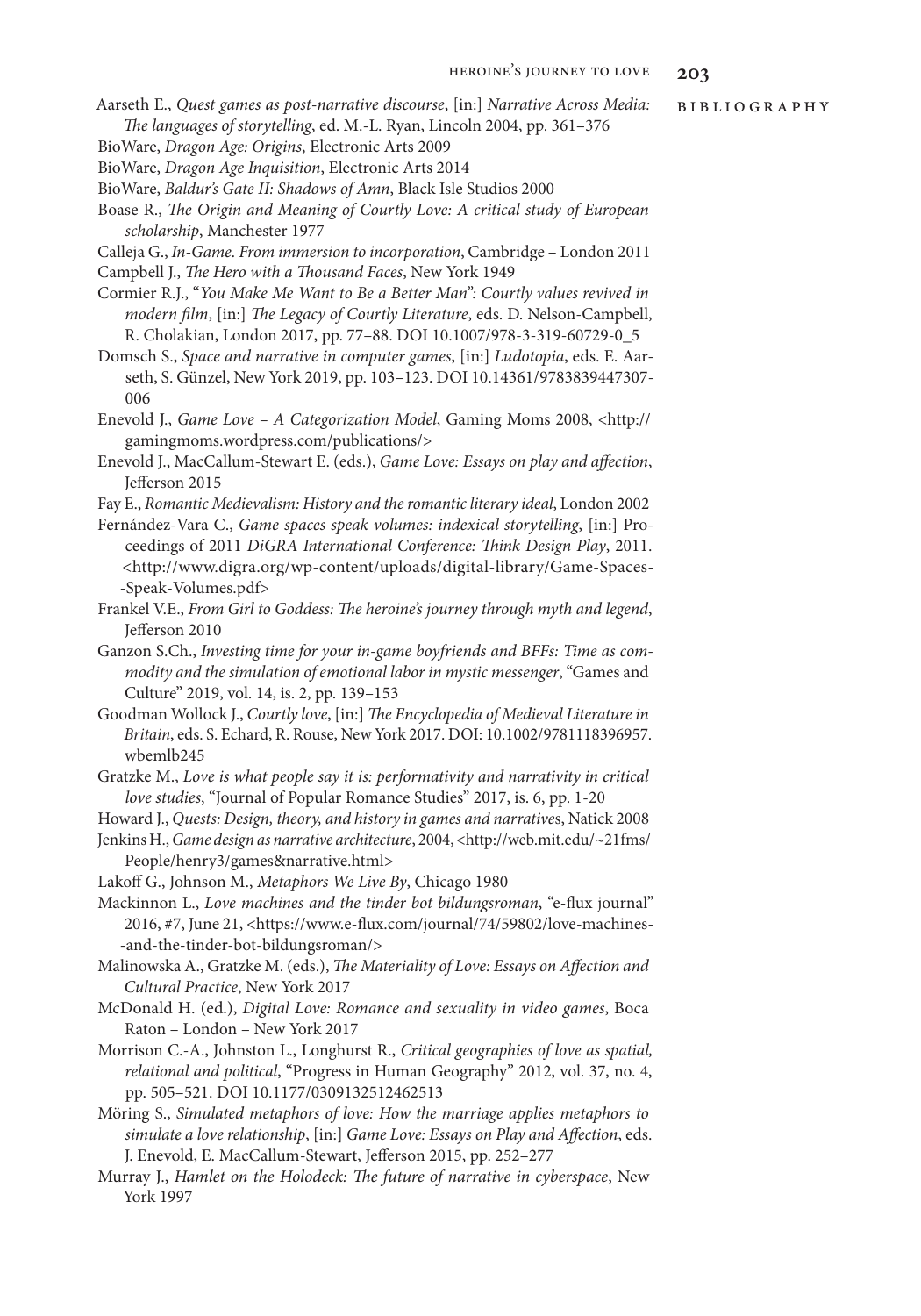## Bibliography

Aarseth E., *Quest games as post-narrative discourse*, [in:] *Narrative Across Media: The languages of storytelling*, ed. M.-L. Ryan, Lincoln 2004, pp. 361–376

BioWare, *Dragon Age: Origins*, Electronic Arts 2009

BioWare, *Dragon Age Inquisition*, Electronic Arts 2014

BioWare, *Baldur's Gate II: Shadows of Amn*, Black Isle Studios 2000

Boase R., *The Origin and Meaning of Courtly Love: A critical study of European scholarship*, Manchester 1977

Calleja G., *In-Game. From immersion to incorporation*, Cambridge – London 2011

Campbell J., *The Hero with a Thousand Faces*, New York 1949

Cormier R.J., "*You Make Me Want to Be a Better Man": Courtly values revived in modern film*, [in:] *The Legacy of Courtly Literature*, eds. D. Nelson-Campbell, R. Cholakian, London 2017, pp. 77–88. DOI 10.1007/978-3-319-60729-0_5

Domsch S., *Space and narrative in computer games*, [in:] *Ludotopia*, eds. E. Aarseth, S. Günzel, New York 2019, pp. 103–123. DOI 10.14361/9783839447307-006

Enevold J., *Game Love – A Categorization Model*, Gaming Moms 2008, <http://gamingmoms.wordpress.com/publications/>

Enevold J., MacCallum-Stewart E. (eds.), *Game Love: Essays on play and affection*, Jefferson 2015

Fay E., *Romantic Medievalism: History and the romantic literary ideal*, London 2002

Fernández-Vara C., *Game spaces speak volumes: indexical storytelling*, [in:] Proceedings of 2011 *DiGRA International Conference: Think Design Play*, 2011. <http://www.digra.org/wp-content/uploads/digital-library/Game-Spaces--Speak-Volumes.pdf>

Frankel V.E., *From Girl to Goddess: The heroine's journey through myth and legend*, Jefferson 2010

Ganzon S.Ch., *Investing time for your in-game boyfriends and BFFs: Time as commodity and the simulation of emotional labor in mystic messenger*, "Games and Culture" 2019, vol. 14, is. 2, pp. 139–153

Goodman Wollock J., *Courtly love*, [in:] *The Encyclopedia of Medieval Literature in Britain*, eds. S. Echard, R. Rouse, New York 2017. DOI: 10.1002/9781118396957.wbemlb245

Gratzke M., *Love is what people say it is: performativity and narrativity in critical love studies*, "Journal of Popular Romance Studies" 2017, is. 6, pp. 1-20

Howard J., *Quests: Design, theory, and history in games and narratives*, Natick 2008

Jenkins H., *Game design as narrative architecture*, 2004, <http://web.mit.edu/~21fms/People/henry3/games&narrative.html>

Lakoff G., Johnson M., *Metaphors We Live By*, Chicago 1980

Mackinnon L., *Love machines and the tinder bot bildungsroman*, "e-flux journal" 2016, #7, June 21, <https://www.e-flux.com/journal/74/59802/love-machines--and-the-tinder-bot-bildungsroman/>

Malinowska A., Gratzke M. (eds.), *The Materiality of Love: Essays on Affection and Cultural Practice*, New York 2017

McDonald H. (ed.), *Digital Love: Romance and sexuality in video games*, Boca Raton – London – New York 2017

Morrison C.-A., Johnston L., Longhurst R., *Critical geographies of love as spatial, relational and political*, "Progress in Human Geography" 2012, vol. 37, no. 4, pp. 505–521. DOI 10.1177/0309132512462513

Möring S., *Simulated metaphors of love: How the marriage applies metaphors to simulate a love relationship*, [in:] *Game Love: Essays on Play and Affection*, eds. J. Enevold, E. MacCallum-Stewart, Jefferson 2015, pp. 252–277

Murray J., *Hamlet on the Holodeck: The future of narrative in cyberspace*, New York 1997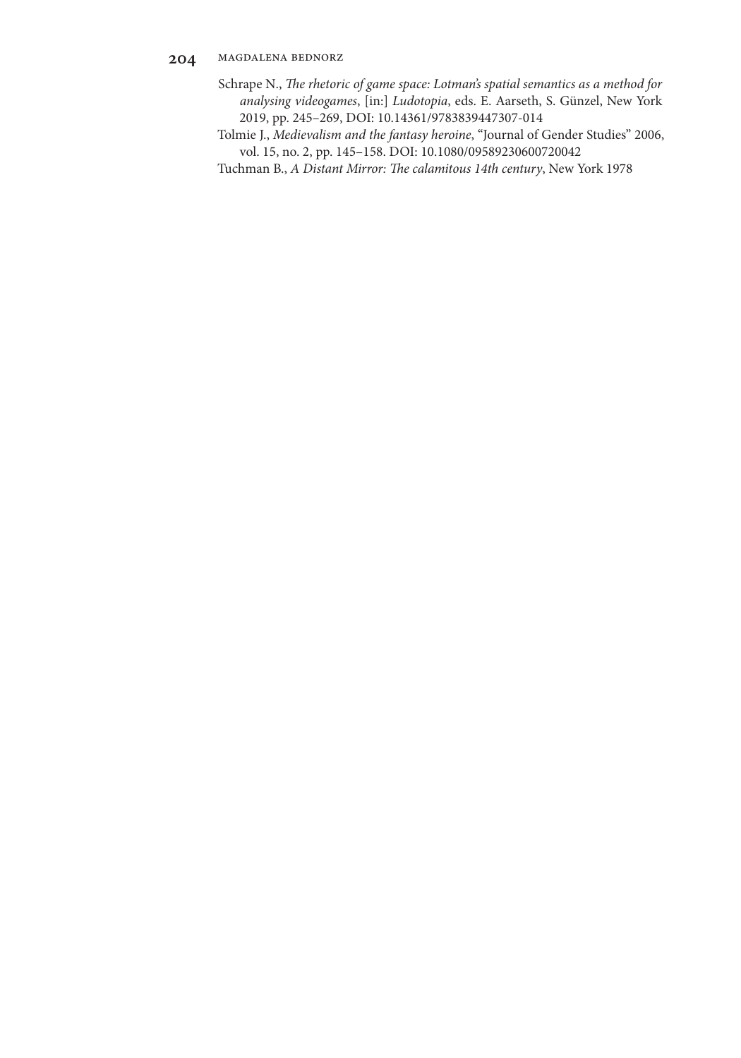Schrape N., *The rhetoric of game space: Lotman's spatial semantics as a method for analysing videogames*, [in:] *Ludotopia*, eds. E. Aarseth, S. Günzel, New York 2019, pp. 245–269, DOI: 10.14361/9783839447307-014

Tolmie J., *Medievalism and the fantasy heroine*, "Journal of Gender Studies" 2006, vol. 15, no. 2, pp. 145–158. DOI: 10.1080/09589230600720042

Tuchman B., *A Distant Mirror: The calamitous 14th century*, New York 1978